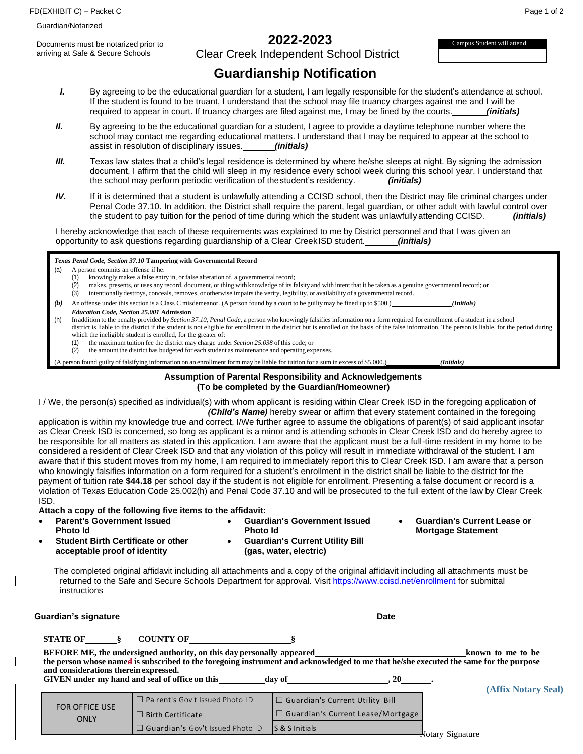FD(EXHIBIT C) – Packet C

Guardian/Notarized

Documents must be notarized prior to arriving at Safe & Secure Schools

# 2022-2023

Clear Creek Independent School District

| Campus Student will attend |
| --- |
| |

## Guardianship Notification

***I.*** By agreeing to be the educational guardian for a student, I am legally responsible for the student's attendance at school. If the student is found to be truant, I understand that the school may file truancy charges against me and I will be required to appear in court. If truancy charges are filed against me, I may be fined by the courts.\_\_\_\_\_\_\_ ***(initials)***

***II.*** By agreeing to be the educational guardian for a student, I agree to provide a daytime telephone number where the school may contact me regarding educational matters. I understand that I may be required to appear at the school to assist in resolution of disciplinary issues.\_\_\_\_\_\_\_ ***(initials)***

***III.*** Texas law states that a child's legal residence is determined by where he/she sleeps at night. By signing the admission document, I affirm that the child will sleep in my residence every school week during this school year. I understand that the school may perform periodic verification of the student's residency.\_\_\_\_\_\_\_ ***(initials)***

***IV.*** If it is determined that a student is unlawfully attending a CCISD school, then the District may file criminal charges under Penal Code 37.10. In addition, the District shall require the parent, legal guardian, or other adult with lawful control over the student to pay tuition for the period of time during which the student was unlawfully attending CCISD. ***(initials)***

I hereby acknowledge that each of these requirements was explained to me by District personnel and that I was given an opportunity to ask questions regarding guardianship of a Clear Creek ISD student.\_\_\_\_\_\_\_ ***(initials)***

***Texas Penal Code, Section 37.10*** **Tampering with Governmental Record**

(a) A person commits an offense if he:
  (1) knowingly makes a false entry in, or false alteration of, a governmental record;
  (2) makes, presents, or uses any record, document, or thing with knowledge of its falsity and with intent that it be taken as a genuine governmental record; or
  (3) intentionally destroys, conceals, removes, or otherwise impairs the verity, legibility, or availability of a governmental record.

***(b)*** An offense under this section is a Class C misdemeanor. (A person found by a court to be guilty may be fined up to $500.)\_\_\_\_\_\_\_\_\_\_\_\_\_\_\_\_ ***(Initials)***

***Education Code, Section 25.001*** **Admission**

(h) In addition to the penalty provided by *Section 37.10, Penal Code*, a person who knowingly falsifies information on a form required for enrollment of a student in a school district is liable to the district if the student is not eligible for enrollment in the district but is enrolled on the basis of the false information. The person is liable, for the period during which the ineligible student is enrolled, for the greater of:
  (1) the maximum tuition fee the district may charge under *Section 25.038* of this code; or
  (2) the amount the district has budgeted for each student as maintenance and operating expenses.

(A person found guilty of falsifying information on an enrollment form may be liable for tuition for a sum in excess of $5,000.)\_\_\_\_\_\_\_\_\_\_\_\_\_\_\_ ***(Initials)***

### Assumption of Parental Responsibility and Acknowledgements
### (To be completed by the Guardian/Homeowner)

I / We, the person(s) specified as individual(s) with whom applicant is residing within Clear Creek ISD in the foregoing application of \_\_\_\_\_\_\_\_\_\_\_\_\_\_\_\_\_\_\_\_\_\_\_\_\_\_\_\_\_\_\_\_\_\_\_ ***(Child's Name)*** hereby swear or affirm that every statement contained in the foregoing application is within my knowledge true and correct, I/We further agree to assume the obligations of parent(s) of said applicant insofar as Clear Creek ISD is concerned, so long as applicant is a minor and is attending schools in Clear Creek ISD and do hereby agree to be responsible for all matters as stated in this application. I am aware that the applicant must be a full-time resident in my home to be considered a resident of Clear Creek ISD and that any violation of this policy will result in immediate withdrawal of the student. I am aware that if this student moves from my home, I am required to immediately report this to Clear Creek ISD. I am aware that a person who knowingly falsifies information on a form required for a student's enrollment in the district shall be liable to the district for the payment of tuition rate **$44.18** per school day if the student is not eligible for enrollment. Presenting a false document or record is a violation of Texas Education Code 25.002(h) and Penal Code 37.10 and will be prosecuted to the full extent of the law by Clear Creek ISD.

**Attach a copy of the following five items to the affidavit:**

- **Parent's Government Issued Photo Id**
- **Student Birth Certificate or other acceptable proof of identity**
- **Guardian's Government Issued Photo Id**
- **Guardian's Current Utility Bill (gas, water, electric)**
- **Guardian's Current Lease or Mortgage Statement**

The completed original affidavit including all attachments and a copy of the original affidavit including all attachments must be returned to the Safe and Secure Schools Department for approval. Visit https://www.ccisd.net/enrollment for submittal instructions

**Guardian's signature**\_\_\_\_\_\_\_\_\_\_\_\_\_\_\_\_\_\_\_\_\_\_\_\_\_\_\_\_\_\_\_\_\_\_\_\_\_\_\_\_\_\_\_\_\_\_\_\_ **Date** \_\_\_\_\_\_\_\_\_\_\_\_\_\_\_\_\_\_\_\_

**STATE OF**\_\_\_\_\_\_\_ **§** **COUNTY OF**\_\_\_\_\_\_\_\_\_\_\_\_\_\_\_\_\_\_\_\_\_\_\_ **§**

**BEFORE ME, the undersigned authority, on this day personally appeared**\_\_\_\_\_\_\_\_\_\_\_\_\_\_\_\_\_\_\_\_\_\_\_\_\_\_\_\_\_\_\_ **known to me to be the person whose named is subscribed to the foregoing instrument and acknowledged to me that he/she executed the same for the purpose and considerations therein expressed.**

**GIVEN under my hand and seal of office on this**\_\_\_\_\_\_\_\_\_\_**day of**\_\_\_\_\_\_\_\_\_\_\_\_\_\_\_\_\_\_\_\_\_\_**, 20**\_\_\_\_\_\_**.**

**(Affix Notary Seal)**

| FOR OFFICE USE ONLY | ☐ Parent's Gov't Issued Photo ID | ☐ Guardian's Current Utility Bill |
| --- | --- | --- |
| | ☐ Birth Certificate | ☐ Guardian's Current Lease/Mortgage |
| | ☐ Guardian's Gov't Issued Photo ID | S & S Initials |

Notary Signature\_\_\_\_\_\_\_\_\_\_\_\_\_\_\_\_\_\_\_\_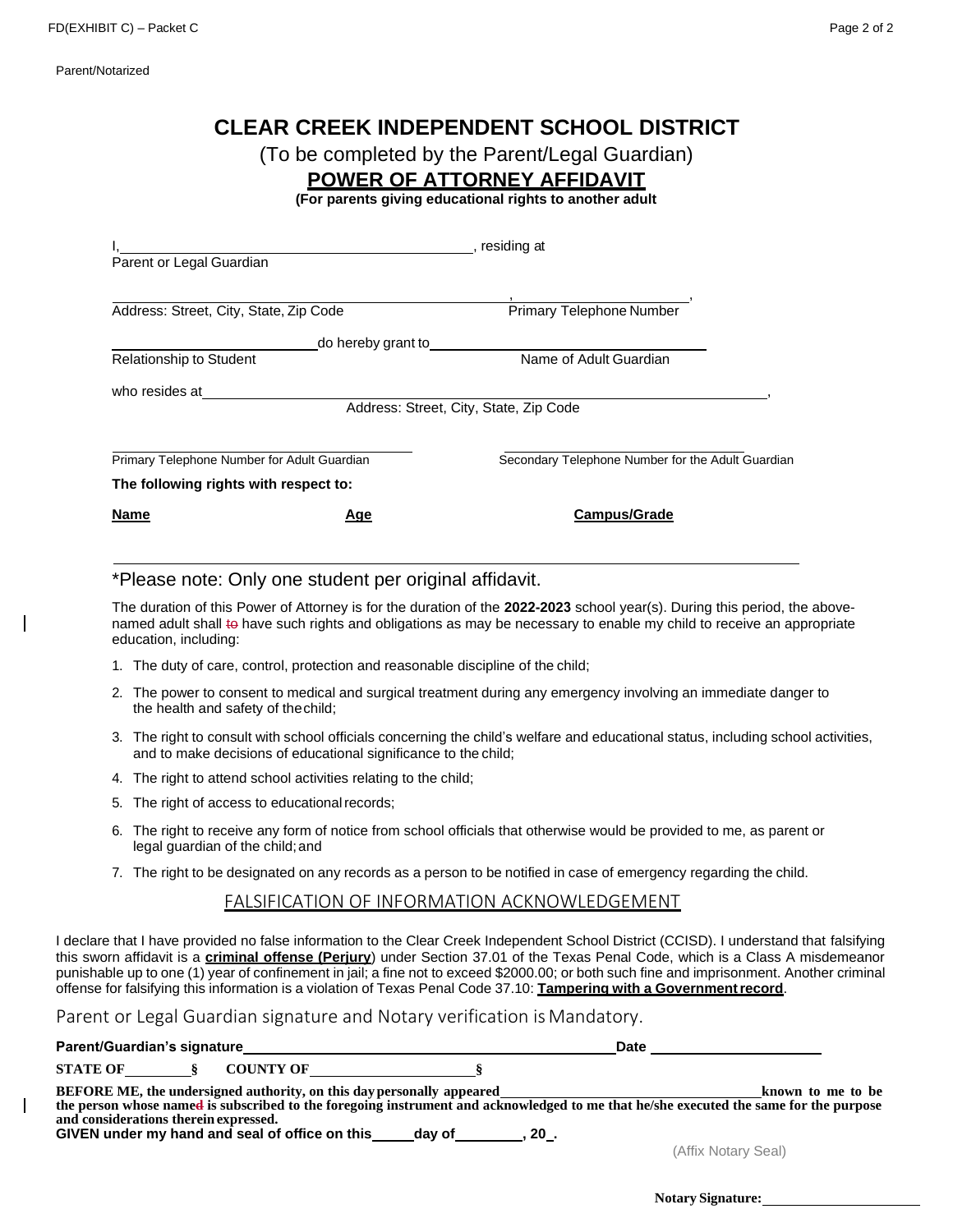Parent/Notarized

# CLEAR CREEK INDEPENDENT SCHOOL DISTRICT

(To be completed by the Parent/Legal Guardian)

## POWER OF ATTORNEY AFFIDAVIT

**(For parents giving educational rights to another adult**

I, ______________________________________________, residing at

Parent or Legal Guardian

______________________________________________ , ______________________ ,

Address: Street, City, State, Zip Code Primary Telephone Number

______________________ do hereby grant to ______________________________

Relationship to Student Name of Adult Guardian

who resides at ______________________________________________________ ,

Address: Street, City, State, Zip Code

______________________________ ______________________________

Primary Telephone Number for Adult Guardian Secondary Telephone Number for the Adult Guardian

**The following rights with respect to:**

| **Name** | **Age** | **Campus/Grade** |
|---|---|---|
| | | |

\*Please note: Only one student per original affidavit.

The duration of this Power of Attorney is for the duration of the **2022-2023** school year(s). During this period, the above-named adult shall ~~to~~ have such rights and obligations as may be necessary to enable my child to receive an appropriate education, including:

1. The duty of care, control, protection and reasonable discipline of the child;
2. The power to consent to medical and surgical treatment during any emergency involving an immediate danger to the health and safety of the child;
3. The right to consult with school officials concerning the child's welfare and educational status, including school activities, and to make decisions of educational significance to the child;
4. The right to attend school activities relating to the child;
5. The right of access to educational records;
6. The right to receive any form of notice from school officials that otherwise would be provided to me, as parent or legal guardian of the child; and
7. The right to be designated on any records as a person to be notified in case of emergency regarding the child.

## FALSIFICATION OF INFORMATION ACKNOWLEDGEMENT

I declare that I have provided no false information to the Clear Creek Independent School District (CCISD). I understand that falsifying this sworn affidavit is a **criminal offense (Perjury**) under Section 37.01 of the Texas Penal Code, which is a Class A misdemeanor punishable up to one (1) year of confinement in jail; a fine not to exceed $2000.00; or both such fine and imprisonment. Another criminal offense for falsifying this information is a violation of Texas Penal Code 37.10: **Tampering with a Government record**.

Parent or Legal Guardian signature and Notary verification is Mandatory.

**Parent/Guardian's signature** ______________________________ **Date** ______________

**STATE OF** ________ **§** **COUNTY OF** ____________________ **§**

**BEFORE ME, the undersigned authority, on this day personally appeared ______________________ known to me to be the person whose name~~d~~ is subscribed to the foregoing instrument and acknowledged to me that he/she executed the same for the purpose and considerations therein expressed.**

**GIVEN under my hand and seal of office on this _____ day of ________, 20_.**

(Affix Notary Seal)

**Notary Signature:** ______________________